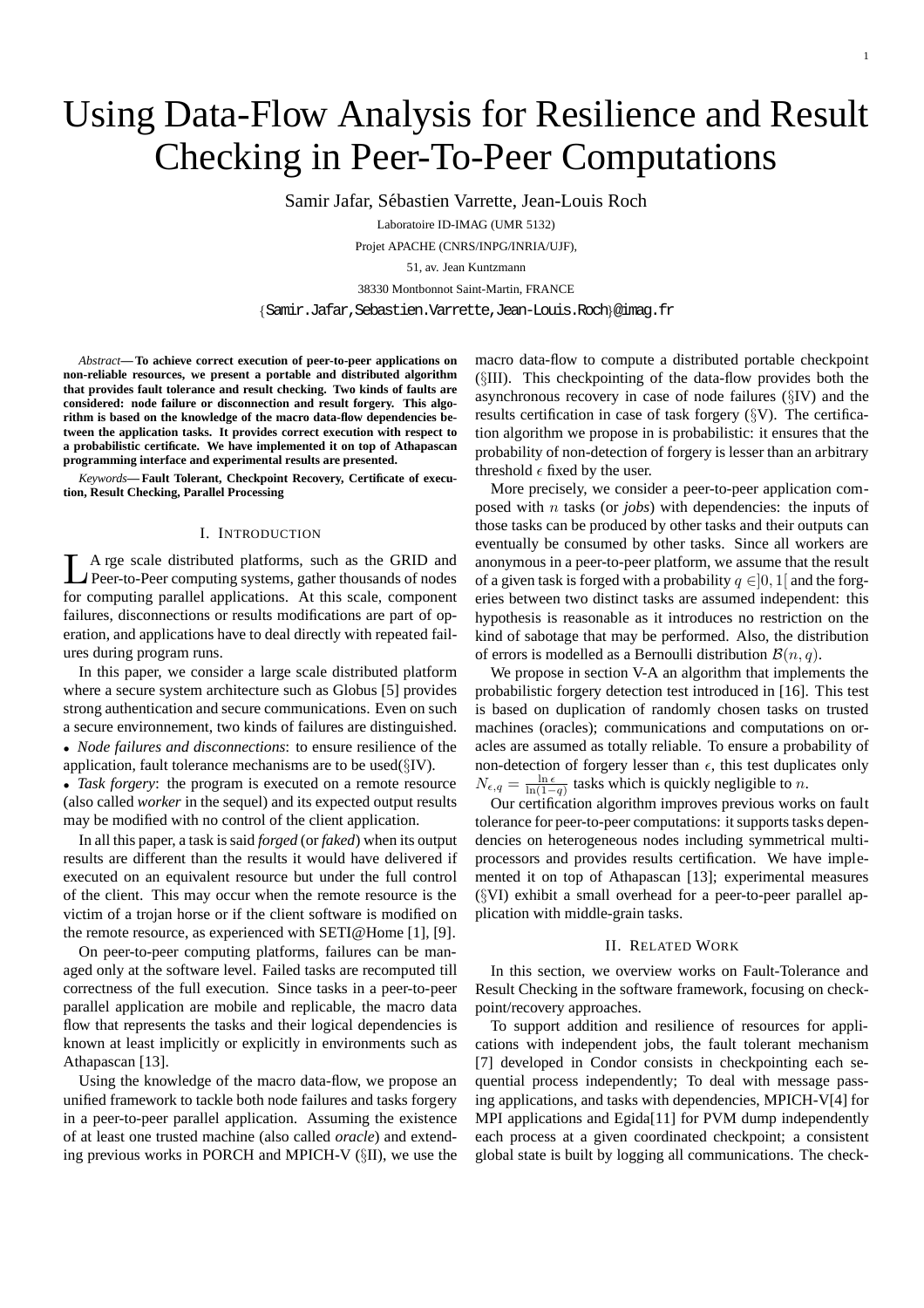# Using Data-Flow Analysis for Resilience and Result Checking in Peer-To-Peer Computations

Samir Jafar, Sébastien Varrette, Jean-Louis Roch

Laboratoire ID-IMAG (UMR 5132)

Projet APACHE (CNRS/INPG/INRIA/UJF),

51, av. Jean Kuntzmann

38330 Montbonnot Saint-Martin, FRANCE

{Samir.Jafar,Sebastien.Varrette,Jean-Louis.Roch}@imag.fr

*Abstract*— **To achieve correct execution of peer-to-peer applications on non-reliable resources, we present a portable and distributed algorithm that provides fault tolerance and result checking. Two kinds of faults are considered: node failure or disconnection and result forgery. This algorithm is based on the knowledge of the macro data-flow dependencies between the application tasks. It provides correct execution with respect to a probabilistic certificate. We have implemented it on top of Athapascan programming interface and experimental results are presented.**

*Keywords*— **Fault Tolerant, Checkpoint Recovery, Certificate of execution, Result Checking, Parallel Processing**

## I. Introduction

Large scale distributed platforms, such as the GRID and Peer-to-Peer computing systems, gather thousands of nodes for computing parallel applications. At this scale, component failures, disconnections or results modifications are part of operation, and applications have to deal directly with repeated failures during program runs.

In this paper, we consider a large scale distributed platform where a secure system architecture such as Globus [5] provides strong authentication and secure communications. Even on such a secure environnement, two kinds of failures are distinguished.

- *Node failures and disconnections*: to ensure resilience of the application, fault tolerance mechanisms are to be used(§IV).
- *Task forgery*: the program is executed on a remote resource (also called *worker* in the sequel) and its expected output results may be modified with no control of the client application.

In all this paper, a task is said *forged* (or *faked*) when its output results are different than the results it would have delivered if executed on an equivalent resource but under the full control of the client. This may occur when the remote resource is the victim of a trojan horse or if the client software is modified on the remote resource, as experienced with SETI@Home [1], [9].

On peer-to-peer computing platforms, failures can be managed only at the software level. Failed tasks are recomputed till correctness of the full execution. Since tasks in a peer-to-peer parallel application are mobile and replicable, the macro data flow that represents the tasks and their logical dependencies is known at least implicitly or explicitly in environments such as Athapascan [13].

Using the knowledge of the macro data-flow, we propose an unified framework to tackle both node failures and tasks forgery in a peer-to-peer parallel application. Assuming the existence of at least one trusted machine (also called *oracle*) and extending previous works in PORCH and MPICH-V (§II), we use the macro data-flow to compute a distributed portable checkpoint (§III). This checkpointing of the data-flow provides both the asynchronous recovery in case of node failures (§IV) and the results certification in case of task forgery (§V). The certification algorithm we propose in is probabilistic: it ensures that the probability of non-detection of forgery is lesser than an arbitrary threshold $\epsilon$ fixed by the user.

More precisely, we consider a peer-to-peer application composed with $n$ tasks (or *jobs*) with dependencies: the inputs of those tasks can be produced by other tasks and their outputs can eventually be consumed by other tasks. Since all workers are anonymous in a peer-to-peer platform, we assume that the result of a given task is forged with a probability $q \in ]0,1[$ and the forgeries between two distinct tasks are assumed independent: this hypothesis is reasonable as it introduces no restriction on the kind of sabotage that may be performed. Also, the distribution of errors is modelled as a Bernoulli distribution $\mathcal{B}(n, q)$.

We propose in section V-A an algorithm that implements the probabilistic forgery detection test introduced in [16]. This test is based on duplication of randomly chosen tasks on trusted machines (oracles); communications and computations on oracles are assumed as totally reliable. To ensure a probability of non-detection of forgery lesser than $\epsilon$, this test duplicates only $N_{\epsilon,q} = \frac{\ln \epsilon}{\ln(1-q)}$ tasks which is quickly negligible to $n$.

Our certification algorithm improves previous works on fault tolerance for peer-to-peer computations: it supports tasks dependencies on heterogeneous nodes including symmetrical multiprocessors and provides results certification. We have implemented it on top of Athapascan [13]; experimental measures (§VI) exhibit a small overhead for a peer-to-peer parallel application with middle-grain tasks.

## II. Related Work

In this section, we overview works on Fault-Tolerance and Result Checking in the software framework, focusing on checkpoint/recovery approaches.

To support addition and resilience of resources for applications with independent jobs, the fault tolerant mechanism [7] developed in Condor consists in checkpointing each sequential process independently; To deal with message passing applications, and tasks with dependencies, MPICH-V[4] for MPI applications and Egida[11] for PVM dump independently each process at a given coordinated checkpoint; a consistent global state is built by logging all communications. The check-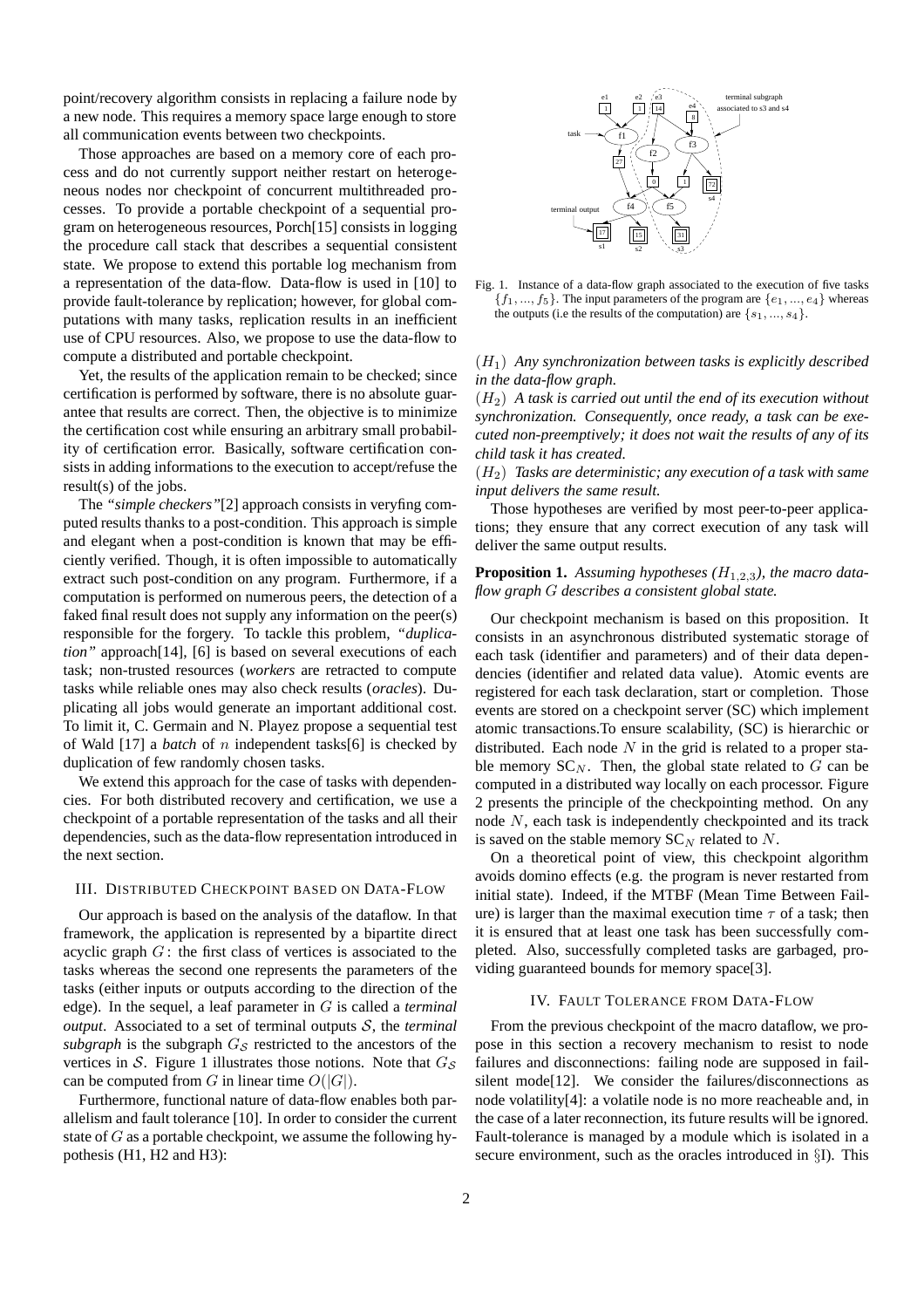point/recovery algorithm consists in replacing a failure node by a new node. This requires a memory space large enough to store all communication events between two checkpoints.

Those approaches are based on a memory core of each process and do not currently support neither restart on heterogeneous nodes nor checkpoint of concurrent multithreaded processes. To provide a portable checkpoint of a sequential program on heterogeneous resources, Porch[15] consists in logging the procedure call stack that describes a sequential consistent state. We propose to extend this portable log mechanism from a representation of the data-flow. Data-flow is used in [10] to provide fault-tolerance by replication; however, for global computations with many tasks, replication results in an inefficient use of CPU resources. Also, we propose to use the data-flow to compute a distributed and portable checkpoint.

Yet, the results of the application remain to be checked; since certification is performed by software, there is no absolute guarantee that results are correct. Then, the objective is to minimize the certification cost while ensuring an arbitrary small probability of certification error. Basically, software certification consists in adding informations to the execution to accept/refuse the result(s) of the jobs.

The *"simple checkers"*[2] approach consists in veryfing computed results thanks to a post-condition. This approach is simple and elegant when a post-condition is known that may be efficiently verified. Though, it is often impossible to automatically extract such post-condition on any program. Furthermore, if a computation is performed on numerous peers, the detection of a faked final result does not supply any information on the peer(s) responsible for the forgery. To tackle this problem, *"duplication"* approach[14], [6] is based on several executions of each task; non-trusted resources (*workers* are retracted to compute tasks while reliable ones may also check results (*oracles*). Duplicating all jobs would generate an important additional cost. To limit it, C. Germain and N. Playez propose a sequential test of Wald [17] a *batch* of $n$ independent tasks[6] is checked by duplication of few randomly chosen tasks.

We extend this approach for the case of tasks with dependencies. For both distributed recovery and certification, we use a checkpoint of a portable representation of the tasks and all their dependencies, such as the data-flow representation introduced in the next section.

## III. Distributed Checkpoint based on Data-Flow

Our approach is based on the analysis of the dataflow. In that framework, the application is represented by a bipartite direct acyclic graph $G$: the first class of vertices is associated to the tasks whereas the second one represents the parameters of the tasks (either inputs or outputs according to the direction of the edge). In the sequel, a leaf parameter in $G$ is called a *terminal output*. Associated to a set of terminal outputs $\mathcal{S}$, the *terminal subgraph* is the subgraph $G_{\mathcal{S}}$ restricted to the ancestors of the vertices in $\mathcal{S}$. Figure 1 illustrates those notions. Note that $G_{\mathcal{S}}$ can be computed from $G$ in linear time $O(|G|)$.

Furthermore, functional nature of data-flow enables both parallelism and fault tolerance [10]. In order to consider the current state of $G$ as a portable checkpoint, we assume the following hypothesis (H1, H2 and H3):

Fig. 1. Instance of a data-flow graph associated to the execution of five tasks $\{f_1, ..., f_5\}$. The input parameters of the program are $\{e_1, ..., e_4\}$ whereas the outputs (i.e the results of the computation) are $\{s_1, ..., s_4\}$.

$(H_1)$ *Any synchronization between tasks is explicitly described in the data-flow graph.*

$(H_2)$ *A task is carried out until the end of its execution without synchronization. Consequently, once ready, a task can be executed non-preemptively; it does not wait the results of any of its child task it has created.*

$(H_2)$ *Tasks are deterministic; any execution of a task with same input delivers the same result.*

Those hypotheses are verified by most peer-to-peer applications; they ensure that any correct execution of any task will deliver the same output results.

**Proposition 1.** *Assuming hypotheses ($H_{1,2,3}$), the macro data-flow graph $G$ describes a consistent global state.*

Our checkpoint mechanism is based on this proposition. It consists in an asynchronous distributed systematic storage of each task (identifier and parameters) and of their data dependencies (identifier and related data value). Atomic events are registered for each task declaration, start or completion. Those events are stored on a checkpoint server (SC) which implement atomic transactions.To ensure scalability, (SC) is hierarchic or distributed. Each node $N$ in the grid is related to a proper stable memory $\mathrm{SC}_N$. Then, the global state related to $G$ can be computed in a distributed way locally on each processor. Figure 2 presents the principle of the checkpointing method. On any node $N$, each task is independently checkpointed and its track is saved on the stable memory $\mathrm{SC}_N$ related to $N$.

On a theoretical point of view, this checkpoint algorithm avoids domino effects (e.g. the program is never restarted from initial state). Indeed, if the MTBF (Mean Time Between Failure) is larger than the maximal execution time $\tau$ of a task; then it is ensured that at least one task has been successfully completed. Also, successfully completed tasks are garbaged, providing guaranteed bounds for memory space[3].

## IV. Fault Tolerance from Data-Flow

From the previous checkpoint of the macro dataflow, we propose in this section a recovery mechanism to resist to node failures and disconnections: failing node are supposed in fail-silent mode[12]. We consider the failures/disconnections as node volatility[4]: a volatile node is no more reacheable and, in the case of a later reconnection, its future results will be ignored. Fault-tolerance is managed by a module which is isolated in a secure environment, such as the oracles introduced in §I). This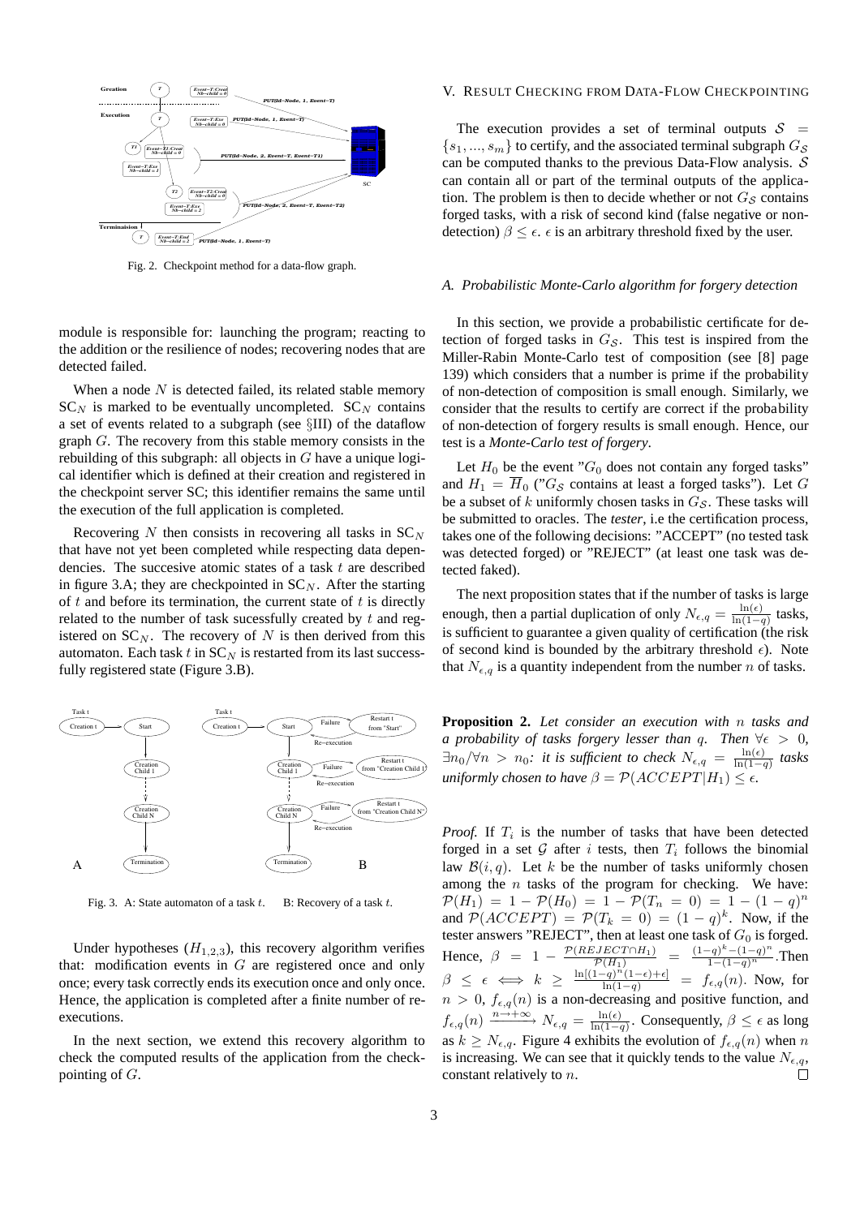Fig. 2. Checkpoint method for a data-flow graph.

module is responsible for: launching the program; reacting to the addition or the resilience of nodes; recovering nodes that are detected failed.

When a node $N$ is detected failed, its related stable memory $\mathrm{SC}_N$ is marked to be eventually uncompleted. $\mathrm{SC}_N$ contains a set of events related to a subgraph (see §III) of the dataflow graph $G$. The recovery from this stable memory consists in the rebuilding of this subgraph: all objects in $G$ have a unique logical identifier which is defined at their creation and registered in the checkpoint server SC; this identifier remains the same until the execution of the full application is completed.

Recovering $N$ then consists in recovering all tasks in $\mathrm{SC}_N$ that have not yet been completed while respecting data dependencies. The succesive atomic states of a task $t$ are described in figure 3.A; they are checkpointed in $\mathrm{SC}_N$. After the starting of $t$ and before its termination, the current state of $t$ is directly related to the number of task sucessfully created by $t$ and registered on $\mathrm{SC}_N$. The recovery of $N$ is then derived from this automaton. Each task $t$ in $\mathrm{SC}_N$ is restarted from its last successfully registered state (Figure 3.B).

Fig. 3. A: State automaton of a task $t$. B: Recovery of a task $t$.

Under hypotheses ($H_{1,2,3}$), this recovery algorithm verifies that: modification events in $G$ are registered once and only once; every task correctly ends its execution once and only once. Hence, the application is completed after a finite number of re-executions.

In the next section, we extend this recovery algorithm to check the computed results of the application from the checkpointing of $G$.

## V. Result Checking from Data-Flow Checkpointing

The execution provides a set of terminal outputs $\mathcal{S} = \{s_1, ..., s_m\}$ to certify, and the associated terminal subgraph $G_\mathcal{S}$ can be computed thanks to the previous Data-Flow analysis. $\mathcal{S}$ can contain all or part of the terminal outputs of the application. The problem is then to decide whether or not $G_\mathcal{S}$ contains forged tasks, with a risk of second kind (false negative or non-detection) $\beta \leq \epsilon$. $\epsilon$ is an arbitrary threshold fixed by the user.

### A. Probabilistic Monte-Carlo algorithm for forgery detection

In this section, we provide a probabilistic certificate for detection of forged tasks in $G_\mathcal{S}$. This test is inspired from the Miller-Rabin Monte-Carlo test of composition (see [8] page 139) which considers that a number is prime if the probability of non-detection of composition is small enough. Similarly, we consider that the results to certify are correct if the probability of non-detection of forgery results is small enough. Hence, our test is a *Monte-Carlo test of forgery*.

Let $H_0$ be the event "$G_0$ does not contain any forged tasks" and $H_1 = \overline{H}_0$ ("$G_\mathcal{S}$ contains at least a forged tasks"). Let $G$ be a subset of $k$ uniformly chosen tasks in $G_\mathcal{S}$. These tasks will be submitted to oracles. The *tester*, i.e the certification process, takes one of the following decisions: "ACCEPT" (no tested task was detected forged) or "REJECT" (at least one task was detected faked).

The next proposition states that if the number of tasks is large enough, then a partial duplication of only $N_{\epsilon,q} = \frac{\ln(\epsilon)}{\ln(1-q)}$ tasks, is sufficient to guarantee a given quality of certification (the risk of second kind is bounded by the arbitrary threshold $\epsilon$). Note that $N_{\epsilon,q}$ is a quantity independent from the number $n$ of tasks.

**Proposition 2.** *Let consider an execution with $n$ tasks and a probability of tasks forgery lesser than $q$. Then $\forall \epsilon > 0$, $\exists n_0 / \forall n > n_0$: it is sufficient to check $N_{\epsilon,q} = \frac{\ln(\epsilon)}{\ln(1-q)}$ tasks uniformly chosen to have $\beta = \mathcal{P}(ACCEPT|H_1) \leq \epsilon$.*

*Proof.* If $T_i$ is the number of tasks that have been detected forged in a set $\mathcal{G}$ after $i$ tests, then $T_i$ follows the binomial law $\mathcal{B}(i, q)$. Let $k$ be the number of tasks uniformly chosen among the $n$ tasks of the program for checking. We have: $\mathcal{P}(H_1) = 1 - \mathcal{P}(H_0) = 1 - \mathcal{P}(T_n = 0) = 1 - (1-q)^n$ and $\mathcal{P}(ACCEPT) = \mathcal{P}(T_k = 0) = (1-q)^k$. Now, if the tester answers "REJECT", then at least one task of $G_0$ is forged. Hence, $\beta = 1 - \frac{\mathcal{P}(REJECT \cap H_1)}{\mathcal{P}(H_1)} = \frac{(1-q)^k - (1-q)^n}{1-(1-q)^n}$. Then $\beta \leq \epsilon \iff k \geq \frac{\ln[(1-q)^n(1-\epsilon)+\epsilon]}{\ln(1-q)} = f_{\epsilon,q}(n)$. Now, for $n > 0$, $f_{\epsilon,q}(n)$ is a non-decreasing and positive function, and $f_{\epsilon,q}(n) \xrightarrow{n \to +\infty} N_{\epsilon,q} = \frac{\ln(\epsilon)}{\ln(1-q)}$. Consequently, $\beta \leq \epsilon$ as long as $k \geq N_{\epsilon,q}$. Figure 4 exhibits the evolution of $f_{\epsilon,q}(n)$ when $n$ is increasing. We can see that it quickly tends to the value $N_{\epsilon,q}$, constant relatively to $n$. □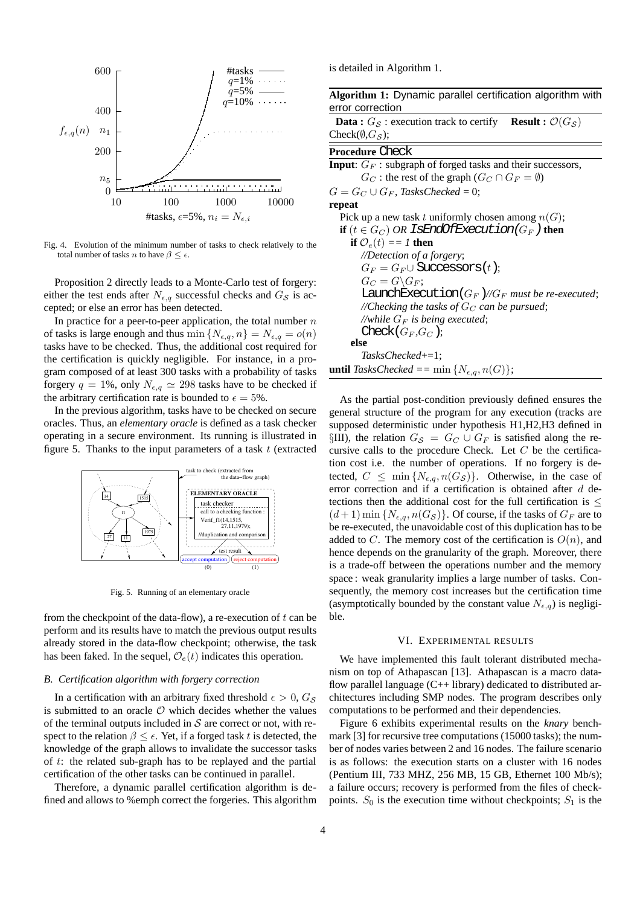Fig. 4. Evolution of the minimum number of tasks to check relatively to the total number of tasks $n$ to have $\beta \leq \epsilon$.

Proposition 2 directly leads to a Monte-Carlo test of forgery: either the test ends after $N_{\epsilon,q}$ successful checks and $G_{\mathcal{S}}$ is accepted; or else an error has been detected.

In practice for a peer-to-peer application, the total number $n$ of tasks is large enough and thus $\min\{N_{\epsilon,q}, n\} = N_{\epsilon,q} = o(n)$ tasks have to be checked. Thus, the additional cost required for the certification is quickly negligible. For instance, in a program composed of at least 300 tasks with a probability of tasks forgery $q = 1\%$, only $N_{\epsilon,q} \simeq 298$ tasks have to be checked if the arbitrary certification rate is bounded to $\epsilon = 5\%$.

In the previous algorithm, tasks have to be checked on secure oracles. Thus, an *elementary oracle* is defined as a task checker operating in a secure environment. Its running is illustrated in figure 5. Thanks to the input parameters of a task $t$ (extracted from the checkpoint of the data-flow), a re-execution of $t$ can be perform and its results have to match the previous output results already stored in the data-flow checkpoint; otherwise, the task has been faked. In the sequel, $\mathcal{O}_e(t)$ indicates this operation.

Fig. 5. Running of an elementary oracle

### B. Certification algorithm with forgery correction

In a certification with an arbitrary fixed threshold $\epsilon > 0$, $G_{\mathcal{S}}$ is submitted to an oracle $\mathcal{O}$ which decides whether the values of the terminal outputs included in $\mathcal{S}$ are correct or not, with respect to the relation $\beta \leq \epsilon$. Yet, if a forged task $t$ is detected, the knowledge of the graph allows to invalidate the successor tasks of $t$: the related sub-graph has to be replayed and the partial certification of the other tasks can be continued in parallel.

Therefore, a dynamic parallel certification algorithm is defined and allows to %emph correct the forgeries. This algorithm is detailed in Algorithm 1.

**Algorithm 1:** Dynamic parallel certification algorithm with error correction

**Data :** $G_{\mathcal{S}}$ : execution track to certify **Result :** $\mathcal{O}(G_{\mathcal{S}})$
Check($\emptyset$,$G_{\mathcal{S}}$);

**Procedure** Check

**Input**: $G_F$ : subgraph of forged tasks and their successors,
$G_C$ : the rest of the graph ($G_C \cap G_F = \emptyset$)

$G = G_C \cup G_F$, *TasksChecked* = 0;

**repeat**
- Pick up a new task $t$ uniformly chosen among $n(G)$;
- **if** ($t \in G_C$) *OR* IsEndOfExecution($G_F$) **then**
  - **if** $\mathcal{O}_e(t)$ *== 1* **then**
    - *//Detection of a forgery*;
    - $G_F = G_F \cup$ Successors($t$);
    - $G_C = G \backslash G_F$;
    - LaunchExecution($G_F$)*//$G_F$ must be re-executed*;
    - *//Checking the tasks of $G_C$ can be pursued*;
    - *//while $G_F$ is being executed*;
    - Check($G_F$,$G_C$);
  - **else**
    - *TasksChecked*+=1;

**until** *TasksChecked* == $\min\{N_{\epsilon,q}, n(G)\}$;

As the partial post-condition previously defined ensures the general structure of the program for any execution (tracks are supposed deterministic under hypothesis H1,H2,H3 defined in §III), the relation $G_{\mathcal{S}} = G_C \cup G_F$ is satisfied along the recursive calls to the procedure Check. Let $C$ be the certification cost i.e. the number of operations. If no forgery is detected, $C \leq \min\{N_{\epsilon,q}, n(G_{\mathcal{S}})\}$. Otherwise, in the case of error correction and if a certification is obtained after $d$ detections then the additional cost for the full certification is $\leq (d+1)\min\{N_{\epsilon,q}, n(G_{\mathcal{S}})\}$. Of course, if the tasks of $G_F$ are to be re-executed, the unavoidable cost of this duplication has to be added to $C$. The memory cost of the certification is $O(n)$, and hence depends on the granularity of the graph. Moreover, there is a trade-off between the operations number and the memory space : weak granularity implies a large number of tasks. Consequently, the memory cost increases but the certification time (asymptotically bounded by the constant value $N_{\epsilon,q}$) is negligible.

## VI. Experimental results

We have implemented this fault tolerant distributed mechanism on top of Athapascan [13]. Athapascan is a macro dataflow parallel language (C++ library) dedicated to distributed architectures including SMP nodes. The program describes only computations to be performed and their dependencies.

Figure 6 exhibits experimental results on the *knary* benchmark [3] for recursive tree computations (15000 tasks); the number of nodes varies between 2 and 16 nodes. The failure scenario is as follows: the execution starts on a cluster with 16 nodes (Pentium III, 733 MHZ, 256 MB, 15 GB, Ethernet 100 Mb/s); a failure occurs; recovery is performed from the files of checkpoints. $S_0$ is the execution time without checkpoints; $S_1$ is the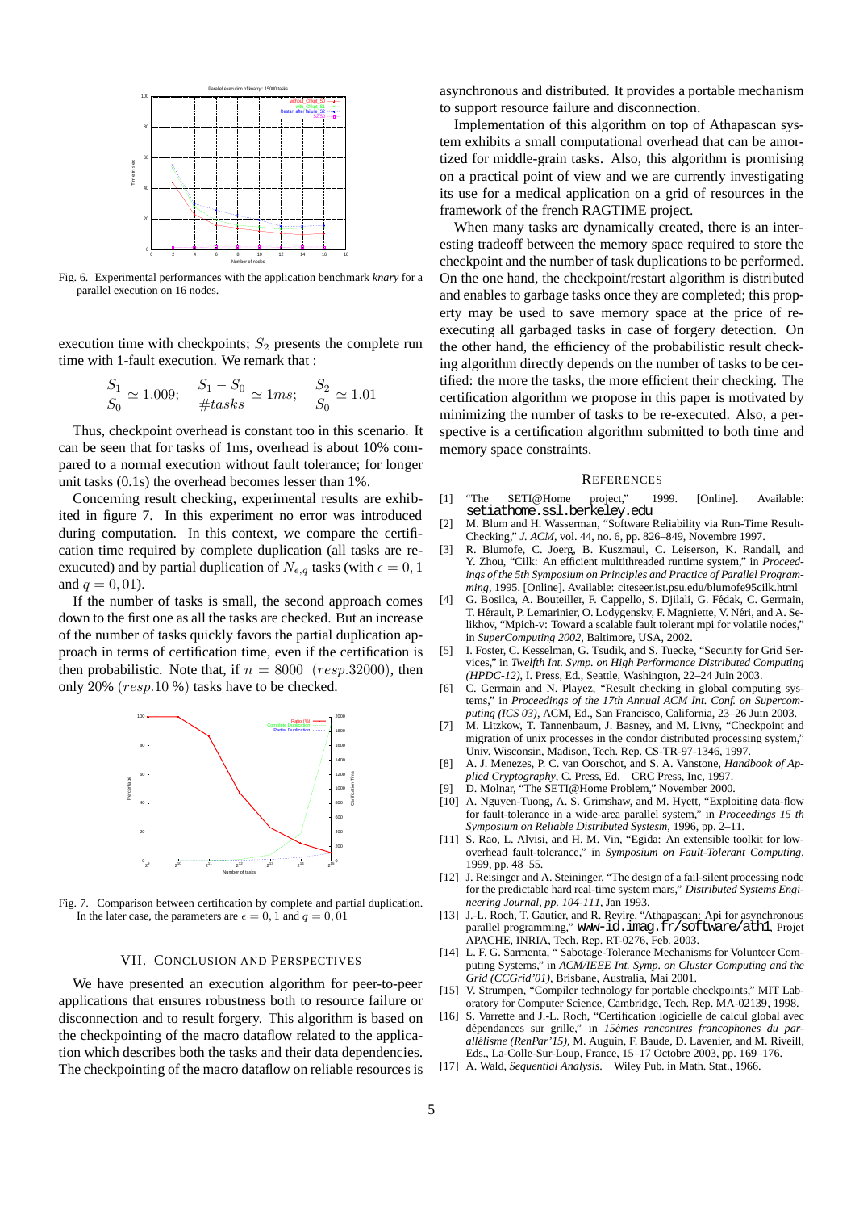Parallel execution of knary: 15000 tasks

100
80
60
40
20
0

Time in sec.

0 2 4 6 8 10 12 14 16 18

Number of nodes

without_Chkpt: S0
with_Chkpt: S1
Restart after failure: S2
S2/S0

Fig. 6. Experimental performances with the application benchmark *knary* for a parallel execution on 16 nodes.

execution time with checkpoints; $S_2$ presents the complete run time with 1-fault execution. We remark that :

$$\frac{S_1}{S_0} \simeq 1.009; \quad \frac{S_1 - S_0}{\#tasks} \simeq 1ms; \quad \frac{S_2}{S_0} \simeq 1.01$$

Thus, checkpoint overhead is constant too in this scenario. It can be seen that for tasks of 1ms, overhead is about 10% compared to a normal execution without fault tolerance; for longer unit tasks (0.1s) the overhead becomes lesser than 1%.

Concerning result checking, experimental results are exhibited in figure 7. In this experiment no error was introduced during computation. In this context, we compare the certification time required by complete duplication (all tasks are reexucuted) and by partial duplication of $N_{\epsilon,q}$ tasks (with $\epsilon = 0,1$ and $q = 0,01$).

If the number of tasks is small, the second approach comes down to the first one as all the tasks are checked. But an increase of the number of tasks quickly favors the partial duplication approach in terms of certification time, even if the certification is then probabilistic. Note that, if $n = 8000$ $(resp.32000)$, then only 20% $(resp.10$ %) tasks have to be checked.

100
80
60
40
20
0

Percentage

$2^9$ $2^{10}$ $2^{11}$ $2^{12}$ $2^{13}$ $2^{14}$ $2^{15}$

Number of tasks

2000
1800
1600
1400
1200
1000
800
600
400
200
0

Certification Time

Ratio (%)
Complete Duplication
Partial Duplication

Fig. 7. Comparison between certification by complete and partial duplication. In the later case, the parameters are $\epsilon = 0,1$ and $q = 0,01$

## VII. Conclusion and Perspectives

We have presented an execution algorithm for peer-to-peer applications that ensures robustness both to resource failure or disconnection and to result forgery. This algorithm is based on the checkpointing of the macro dataflow related to the application which describes both the tasks and their data dependencies. The checkpointing of the macro dataflow on reliable resources is asynchronous and distributed. It provides a portable mechanism to support resource failure and disconnection.

Implementation of this algorithm on top of Athapascan system exhibits a small computational overhead that can be amortized for middle-grain tasks. Also, this algorithm is promising on a practical point of view and we are currently investigating its use for a medical application on a grid of resources in the framework of the french RAGTIME project.

When many tasks are dynamically created, there is an interesting tradeoff between the memory space required to store the checkpoint and the number of task duplications to be performed. On the one hand, the checkpoint/restart algorithm is distributed and enables to garbage tasks once they are completed; this property may be used to save memory space at the price of reexecuting all garbaged tasks in case of forgery detection. On the other hand, the efficiency of the probabilistic result checking algorithm directly depends on the number of tasks to be certified: the more the tasks, the more efficient their checking. The certification algorithm we propose in this paper is motivated by minimizing the number of tasks to be re-executed. Also, a perspective is a certification algorithm submitted to both time and memory space constraints.

## References

[1] "The SETI@Home project," 1999. [Online]. Available: `setiathome.ssl.berkeley.edu`

[2] M. Blum and H. Wasserman, "Software Reliability via Run-Time Result-Checking," *J. ACM*, vol. 44, no. 6, pp. 826–849, Novembre 1997.

[3] R. Blumofe, C. Joerg, B. Kuszmaul, C. Leiserson, K. Randall, and Y. Zhou, "Cilk: An efficient multithreaded runtime system," in *Proceedings of the 5th Symposium on Principles and Practice of Parallel Programming*, 1995. [Online]. Available: citeseer.ist.psu.edu/blumofe95cilk.html

[4] G. Bosilca, A. Bouteiller, F. Cappello, S. Djilali, G. Fédak, C. Germain, T. Hérault, P. Lemarinier, O. Lodygensky, F. Magniette, V. Néri, and A. Selikhov, "Mpich-v: Toward a scalable fault tolerant mpi for volatile nodes," in *SuperComputing 2002*, Baltimore, USA, 2002.

[5] I. Foster, C. Kesselman, G. Tsudik, and S. Tuecke, "Security for Grid Services," in *Twelfth Int. Symp. on High Performance Distributed Computing (HPDC-12)*, I. Press, Ed., Seattle, Washington, 22–24 Juin 2003.

[6] C. Germain and N. Playez, "Result checking in global computing systems," in *Proceedings of the 17th Annual ACM Int. Conf. on Supercomputing (ICS 03)*, ACM, Ed., San Francisco, California, 23–26 Juin 2003.

[7] M. Litzkow, T. Tannenbaum, J. Basney, and M. Livny, "Checkpoint and migration of unix processes in the condor distributed processing system," Univ. Wisconsin, Madison, Tech. Rep. CS-TR-97-1346, 1997.

[8] A. J. Menezes, P. C. van Oorschot, and S. A. Vanstone, *Handbook of Applied Cryptography*, C. Press, Ed. CRC Press, Inc, 1997.

[9] D. Molnar, "The SETI@Home Problem," November 2000.

[10] A. Nguyen-Tuong, A. S. Grimshaw, and M. Hyett, "Exploiting data-flow for fault-tolerance in a wide-area parallel system," in *Proceedings 15 th Symposium on Reliable Distributed Systesm*, 1996, pp. 2–11.

[11] S. Rao, L. Alvisi, and H. M. Vin, "Egida: An extensible toolkit for low-overhead fault-tolerance," in *Symposium on Fault-Tolerant Computing*, 1999, pp. 48–55.

[12] J. Reisinger and A. Steininger, "The design of a fail-silent processing node for the predictable hard real-time system mars," *Distributed Systems Engineering Journal, pp. 104-111*, Jan 1993.

[13] J.-L. Roch, T. Gautier, and R. Revire, "Athapascan: Api for asynchronous parallel programming," `www-id.imag.fr/software/ath1`, Projet APACHE, INRIA, Tech. Rep. RT-0276, Feb. 2003.

[14] L. F. G. Sarmenta, " Sabotage-Tolerance Mechanisms for Volunteer Computing Systems," in *ACM/IEEE Int. Symp. on Cluster Computing and the Grid (CCGrid'01)*, Brisbane, Australia, Mai 2001.

[15] V. Strumpen, "Compiler technology for portable checkpoints," MIT Laboratory for Computer Science, Cambridge, Tech. Rep. MA-02139, 1998.

[16] S. Varrette and J.-L. Roch, "Certification logicielle de calcul global avec dépendances sur grille," in *15èmes rencontres francophones du parallélisme (RenPar'15)*, M. Auguin, F. Baude, D. Lavenier, and M. Riveill, Eds., La-Colle-Sur-Loup, France, 15–17 Octobre 2003, pp. 169–176.

[17] A. Wald, *Sequential Analysis*. Wiley Pub. in Math. Stat., 1966.